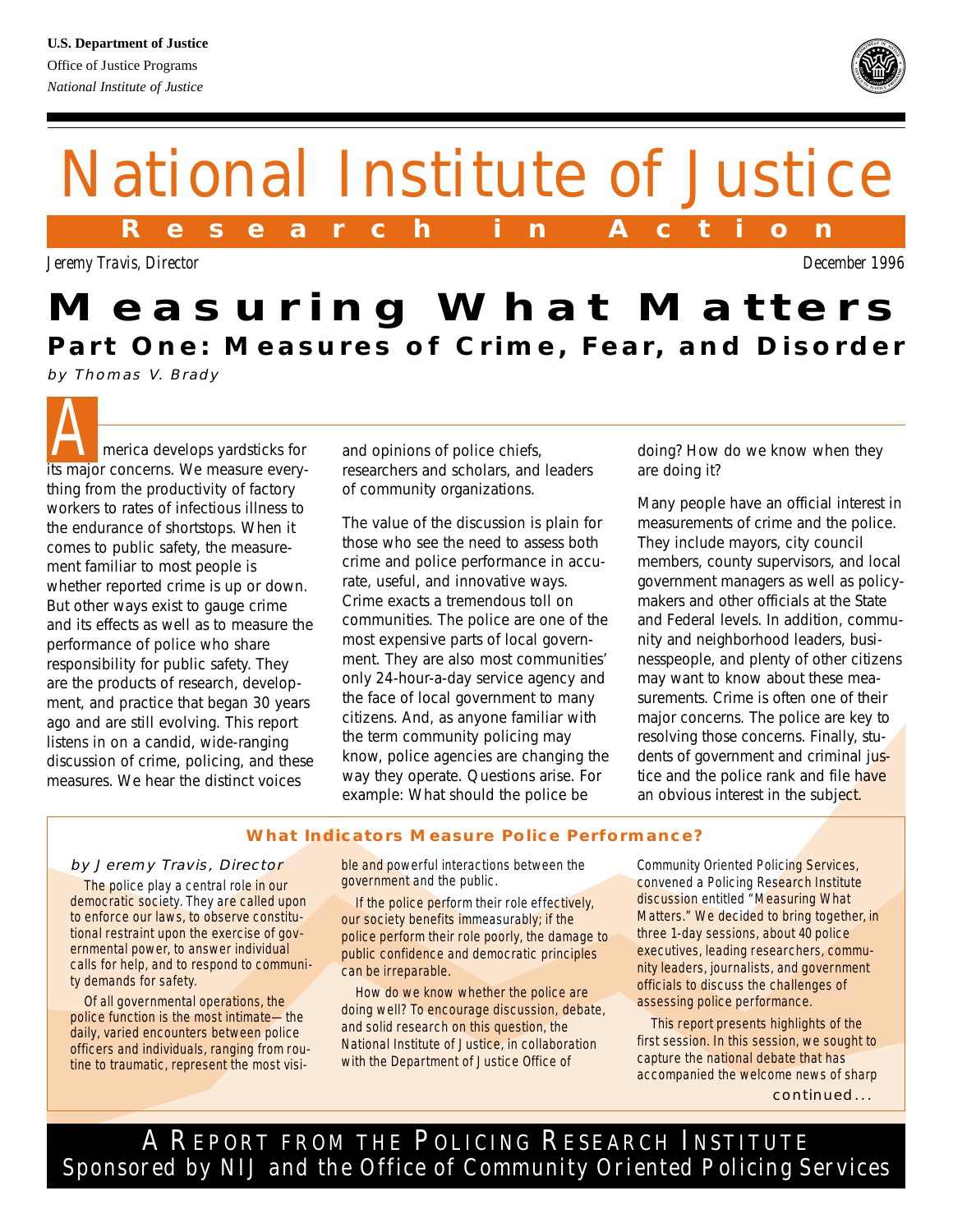U.S. Department of Justice
Office of Justice Programs
*National Institute of Justice*

# National Institute of Justice

**Research in Action**

*Jeremy Travis, Director* *December 1996*

# Measuring What Matters

## Part One: Measures of Crime, Fear, and Disorder

*by Thomas V. Brady*

America develops yardsticks for its major concerns. We measure everything from the productivity of factory workers to rates of infectious illness to the endurance of shortstops. When it comes to public safety, the measurement familiar to most people is whether reported crime is up or down. But other ways exist to gauge crime and its effects as well as to measure the performance of police who share responsibility for public safety. They are the products of research, development, and practice that began 30 years ago and are still evolving. This report listens in on a candid, wide-ranging discussion of crime, policing, and these measures. We hear the distinct voices and opinions of police chiefs, researchers and scholars, and leaders of community organizations.

The value of the discussion is plain for those who see the need to assess both crime and police performance in accurate, useful, and innovative ways. Crime exacts a tremendous toll on communities. The police are one of the most expensive parts of local government. They are also most communities' only 24-hour-a-day service agency and the face of local government to many citizens. And, as anyone familiar with the term community policing may know, police agencies are changing the way they operate. Questions arise. For example: What should the police be doing? How do we know when they are doing it?

Many people have an official interest in measurements of crime and the police. They include mayors, city council members, county supervisors, and local government managers as well as policymakers and other officials at the State and Federal levels. In addition, community and neighborhood leaders, businesspeople, and plenty of other citizens may want to know about these measurements. Crime is often one of their major concerns. The police are key to resolving those concerns. Finally, students of government and criminal justice and the police rank and file have an obvious interest in the subject.

### What Indicators Measure Police Performance?

*by Jeremy Travis, Director*

The police play a central role in our democratic society. They are called upon to enforce our laws, to observe constitutional restraint upon the exercise of governmental power, to answer individual calls for help, and to respond to community demands for safety.

Of all governmental operations, the police function is the most intimate—the daily, varied encounters between police officers and individuals, ranging from routine to traumatic, represent the most visible and powerful interactions between the government and the public.

If the police perform their role effectively, our society benefits immeasurably; if the police perform their role poorly, the damage to public confidence and democratic principles can be irreparable.

How do we know whether the police are doing well? To encourage discussion, debate, and solid research on this question, the National Institute of Justice, in collaboration with the Department of Justice Office of Community Oriented Policing Services, convened a Policing Research Institute discussion entitled "Measuring What Matters." We decided to bring together, in three 1-day sessions, about 40 police executives, leading researchers, community leaders, journalists, and government officials to discuss the challenges of assessing police performance.

This report presents highlights of the first session. In this session, we sought to capture the national debate that has accompanied the welcome news of sharp

continued...

A REPORT FROM THE POLICING RESEARCH INSTITUTE
Sponsored by NIJ and the Office of Community Oriented Policing Services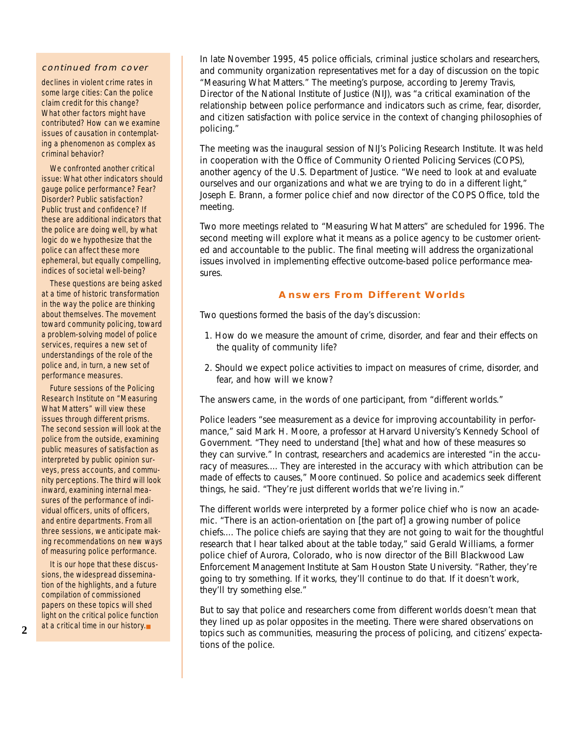*continued from cover*

declines in violent crime rates in some large cities: Can the police claim credit for this change? What other factors might have contributed? How can we examine issues of causation in contemplating a phenomenon as complex as criminal behavior?

We confronted another critical issue: What other indicators should gauge police performance? Fear? Disorder? Public satisfaction? Public trust and confidence? If these are additional indicators that the police are doing well, by what logic do we hypothesize that the police can affect these more ephemeral, but equally compelling, indices of societal well-being?

These questions are being asked at a time of historic transformation in the way the police are thinking about themselves. The movement toward community policing, toward a problem-solving model of police services, requires a new set of understandings of the role of the police and, in turn, a new set of performance measures.

Future sessions of the Policing Research Institute on "Measuring What Matters" will view these issues through different prisms. The second session will look at the police from the outside, examining public measures of satisfaction as interpreted by public opinion surveys, press accounts, and community perceptions. The third will look inward, examining internal measures of the performance of individual officers, units of officers, and entire departments. From all three sessions, we anticipate making recommendations on new ways of measuring police performance.

It is our hope that these discussions, the widespread dissemination of the highlights, and a future compilation of commissioned papers on these topics will shed light on the critical police function at a critical time in our history. ■

In late November 1995, 45 police officials, criminal justice scholars and researchers, and community organization representatives met for a day of discussion on the topic "Measuring What Matters." The meeting's purpose, according to Jeremy Travis, Director of the National Institute of Justice (NIJ), was "a critical examination of the relationship between police performance and indicators such as crime, fear, disorder, and citizen satisfaction with police service in the context of changing philosophies of policing."

The meeting was the inaugural session of NIJ's Policing Research Institute. It was held in cooperation with the Office of Community Oriented Policing Services (COPS), another agency of the U.S. Department of Justice. "We need to look at and evaluate ourselves and our organizations and what we are trying to do in a different light," Joseph E. Brann, a former police chief and now director of the COPS Office, told the meeting.

Two more meetings related to "Measuring What Matters" are scheduled for 1996. The second meeting will explore what it means as a police agency to be customer oriented and accountable to the public. The final meeting will address the organizational issues involved in implementing effective outcome-based police performance measures.

## Answers From Different Worlds

Two questions formed the basis of the day's discussion:

1. How do we measure the amount of crime, disorder, and fear and their effects on the quality of community life?
2. Should we expect police activities to impact on measures of crime, disorder, and fear, and how will we know?

The answers came, in the words of one participant, from "different worlds."

Police leaders "see measurement as a device for improving accountability in performance," said Mark H. Moore, a professor at Harvard University's Kennedy School of Government. "They need to understand [the] what and how of these measures so they can survive." In contrast, researchers and academics are interested "in the accuracy of measures.... They are interested in the accuracy with which attribution can be made of effects to causes," Moore continued. So police and academics seek different things, he said. "They're just different worlds that we're living in."

The different worlds were interpreted by a former police chief who is now an academic. "There is an action-orientation on [the part of] a growing number of police chiefs.... The police chiefs are saying that they are not going to wait for the thoughtful research that I hear talked about at the table today," said Gerald Williams, a former police chief of Aurora, Colorado, who is now director of the Bill Blackwood Law Enforcement Management Institute at Sam Houston State University. "Rather, they're going to try something. If it works, they'll continue to do that. If it doesn't work, they'll try something else."

But to say that police and researchers come from different worlds doesn't mean that they lined up as polar opposites in the meeting. There were shared observations on topics such as communities, measuring the process of policing, and citizens' expectations of the police.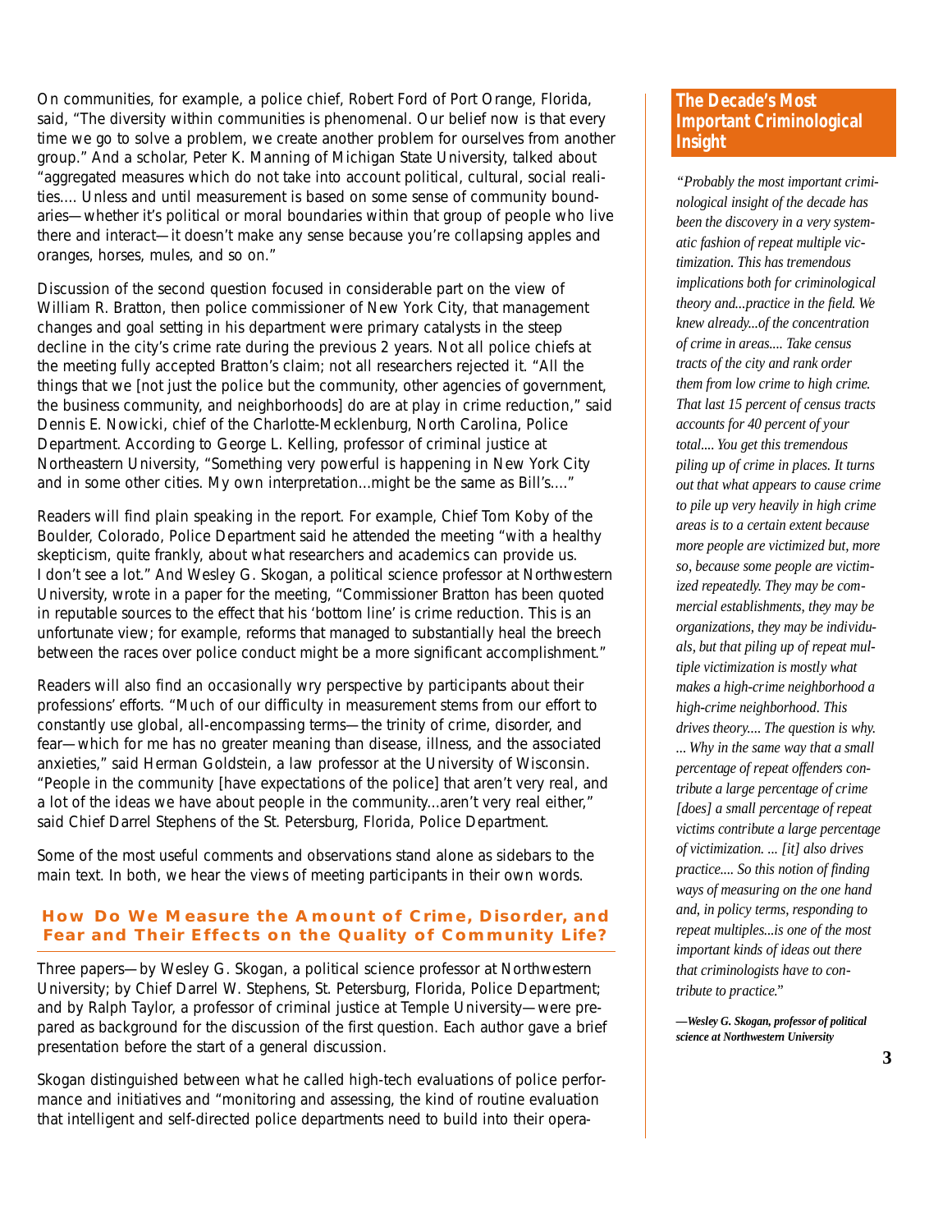On communities, for example, a police chief, Robert Ford of Port Orange, Florida, said, "The diversity within communities is phenomenal. Our belief now is that every time we go to solve a problem, we create another problem for ourselves from another group." And a scholar, Peter K. Manning of Michigan State University, talked about "aggregated measures which do not take into account political, cultural, social realities.... Unless and until measurement is based on some sense of community boundaries—whether it's political or moral boundaries within that group of people who live there and interact—it doesn't make any sense because you're collapsing apples and oranges, horses, mules, and so on."

Discussion of the second question focused in considerable part on the view of William R. Bratton, then police commissioner of New York City, that management changes and goal setting in his department were primary catalysts in the steep decline in the city's crime rate during the previous 2 years. Not all police chiefs at the meeting fully accepted Bratton's claim; not all researchers rejected it. "All the things that we [not just the police but the community, other agencies of government, the business community, and neighborhoods] do are at play in crime reduction," said Dennis E. Nowicki, chief of the Charlotte-Mecklenburg, North Carolina, Police Department. According to George L. Kelling, professor of criminal justice at Northeastern University, "Something very powerful is happening in New York City and in some other cities. My own interpretation...might be the same as Bill's...."

Readers will find plain speaking in the report. For example, Chief Tom Koby of the Boulder, Colorado, Police Department said he attended the meeting "with a healthy skepticism, quite frankly, about what researchers and academics can provide us. I don't see a lot." And Wesley G. Skogan, a political science professor at Northwestern University, wrote in a paper for the meeting, "Commissioner Bratton has been quoted in reputable sources to the effect that his 'bottom line' is crime reduction. This is an unfortunate view; for example, reforms that managed to substantially heal the breech between the races over police conduct might be a more significant accomplishment."

Readers will also find an occasionally wry perspective by participants about their professions' efforts. "Much of our difficulty in measurement stems from our effort to constantly use global, all-encompassing terms—the trinity of crime, disorder, and fear—which for me has no greater meaning than disease, illness, and the associated anxieties," said Herman Goldstein, a law professor at the University of Wisconsin. "People in the community [have expectations of the police] that aren't very real, and a lot of the ideas we have about people in the community...aren't very real either," said Chief Darrel Stephens of the St. Petersburg, Florida, Police Department.

Some of the most useful comments and observations stand alone as sidebars to the main text. In both, we hear the views of meeting participants in their own words.

## How Do We Measure the Amount of Crime, Disorder, and Fear and Their Effects on the Quality of Community Life?

Three papers—by Wesley G. Skogan, a political science professor at Northwestern University; by Chief Darrel W. Stephens, St. Petersburg, Florida, Police Department; and by Ralph Taylor, a professor of criminal justice at Temple University—were prepared as background for the discussion of the first question. Each author gave a brief presentation before the start of a general discussion.

Skogan distinguished between what he called high-tech evaluations of police performance and initiatives and "monitoring and assessing, the kind of routine evaluation that intelligent and self-directed police departments need to build into their opera-

### The Decade's Most Important Criminological Insight

*"Probably the most important criminological insight of the decade has been the discovery in a very systematic fashion of repeat multiple victimization. This has tremendous implications both for criminological theory and...practice in the field. We knew already...of the concentration of crime in areas.... Take census tracts of the city and rank order them from low crime to high crime. That last 15 percent of census tracts accounts for 40 percent of your total.... You get this tremendous piling up of crime in places. It turns out that what appears to cause crime to pile up very heavily in high crime areas is to a certain extent because more people are victimized but, more so, because some people are victimized repeatedly. They may be commercial establishments, they may be organizations, they may be individuals, but that piling up of repeat multiple victimization is mostly what makes a high-crime neighborhood a high-crime neighborhood. This drives theory.... The question is why. ... Why in the same way that a small percentage of repeat offenders contribute a large percentage of crime [does] a small percentage of repeat victims contribute a large percentage of victimization. ... [it] also drives practice.... So this notion of finding ways of measuring on the one hand and, in policy terms, responding to repeat multiples...is one of the most important kinds of ideas out there that criminologists have to contribute to practice."*

**—Wesley G. Skogan, professor of political science at Northwestern University**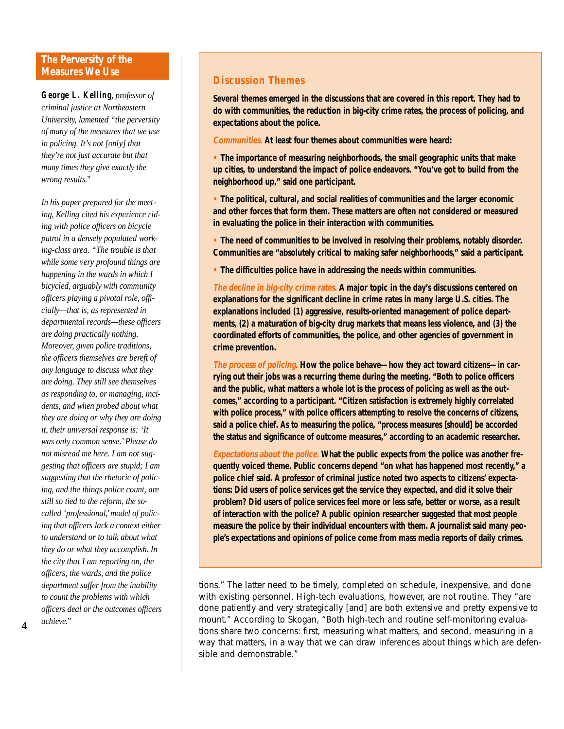## The Perversity of the Measures We Use

**George L. Kelling**, *professor of criminal justice at Northeastern University, lamented "the perversity of many of the measures that we use in policing. It's not [only] that they're not just accurate but that many times they give exactly the wrong results."*

*In his paper prepared for the meeting, Kelling cited his experience riding with police officers on bicycle patrol in a densely populated working-class area. "The trouble is that while some very profound things are happening in the wards in which I bicycled, arguably with community officers playing a pivotal role, officially—that is, as represented in departmental records—these officers are doing practically nothing. Moreover, given police traditions, the officers themselves are bereft of any language to discuss what they are doing. They still see themselves as responding to, or managing, incidents, and when probed about what they are doing or why they are doing it, their universal response is: 'It was only common sense.' Please do not misread me here. I am not suggesting that officers are stupid; I am suggesting that the rhetoric of policing, and the things police count, are still so tied to the reform, the so-called 'professional,' model of policing that officers lack a context either to understand or to talk about what they do or what they accomplish. In the city that I am reporting on, the officers, the wards, and the police department suffer from the inability to count the problems with which officers deal or the outcomes officers achieve."*

## Discussion Themes

**Several themes emerged in the discussions that are covered in this report. They had to do with communities, the reduction in big-city crime rates, the process of policing, and expectations about the police.**

***Communities.*** **At least four themes about communities were heard:**

- **The importance of measuring neighborhoods, the small geographic units that make up cities, to understand the impact of police endeavors. "You've got to build from the neighborhood up," said one participant.**
- **The political, cultural, and social realities of communities and the larger economic and other forces that form them. These matters are often not considered or measured in evaluating the police in their interaction with communities.**
- **The need of communities to be involved in resolving their problems, notably disorder. Communities are "absolutely critical to making safer neighborhoods," said a participant.**
- **The difficulties police have in addressing the needs within communities.**

***The decline in big-city crime rates.*** **A major topic in the day's discussions centered on explanations for the significant decline in crime rates in many large U.S. cities. The explanations included (1) aggressive, results-oriented management of police departments, (2) a maturation of big-city drug markets that means less violence, and (3) the coordinated efforts of communities, the police, and other agencies of government in crime prevention.**

***The process of policing.*** **How the police behave—how they act toward citizens—in carrying out their jobs was a recurring theme during the meeting. "Both to police officers and the public, what matters a whole lot is the process of policing as well as the outcomes," according to a participant. "Citizen satisfaction is extremely highly correlated with police process," with police officers attempting to resolve the concerns of citizens, said a police chief. As to measuring the police, "process measures [should] be accorded the status and significance of outcome measures," according to an academic researcher.**

***Expectations about the police.*** **What the public expects from the police was another frequently voiced theme. Public concerns depend "on what has happened most recently," a police chief said. A professor of criminal justice noted two aspects to citizens' expectations: Did users of police services get the service they expected, and did it solve their problem? Did users of police services feel more or less safe, better or worse, as a result of interaction with the police? A public opinion researcher suggested that most people measure the police by their individual encounters with them. A journalist said many people's expectations and opinions of police come from mass media reports of daily crimes.**

tions." The latter need to be timely, completed on schedule, inexpensive, and done with existing personnel. High-tech evaluations, however, are not routine. They "are done patiently and very strategically [and] are both extensive and pretty expensive to mount." According to Skogan, "Both high-tech and routine self-monitoring evaluations share two concerns: first, measuring what matters, and second, measuring in a way that matters, in a way that we can draw inferences about things which are defensible and demonstrable."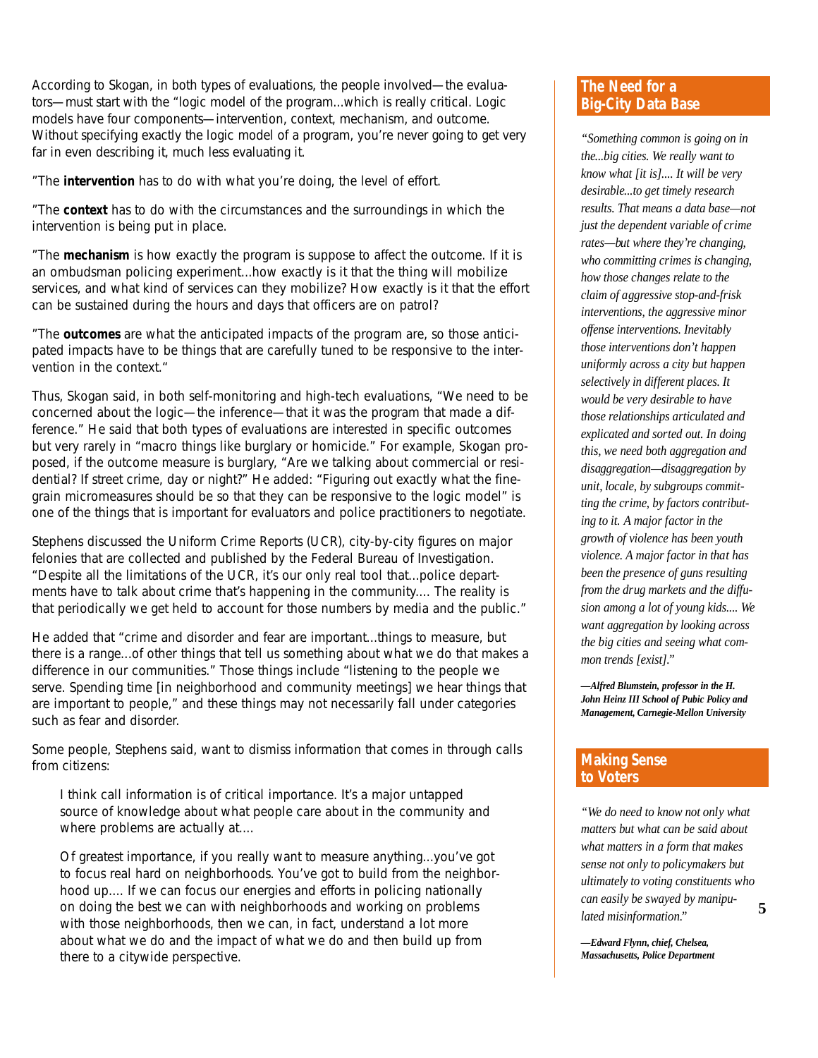According to Skogan, in both types of evaluations, the people involved—the evaluators—must start with the "logic model of the program...which is really critical. Logic models have four components—intervention, context, mechanism, and outcome. Without specifying exactly the logic model of a program, you're never going to get very far in even describing it, much less evaluating it.

"The **intervention** has to do with what you're doing, the level of effort.

"The **context** has to do with the circumstances and the surroundings in which the intervention is being put in place.

"The **mechanism** is how exactly the program is suppose to affect the outcome. If it is an ombudsman policing experiment...how exactly is it that the thing will mobilize services, and what kind of services can they mobilize? How exactly is it that the effort can be sustained during the hours and days that officers are on patrol?

"The **outcomes** are what the anticipated impacts of the program are, so those anticipated impacts have to be things that are carefully tuned to be responsive to the intervention in the context."

Thus, Skogan said, in both self-monitoring and high-tech evaluations, "We need to be concerned about the logic—the inference—that it was the program that made a difference." He said that both types of evaluations are interested in specific outcomes but very rarely in "macro things like burglary or homicide." For example, Skogan proposed, if the outcome measure is burglary, "Are we talking about commercial or residential? If street crime, day or night?" He added: "Figuring out exactly what the fine-grain micromeasures should be so that they can be responsive to the logic model" is one of the things that is important for evaluators and police practitioners to negotiate.

Stephens discussed the Uniform Crime Reports (UCR), city-by-city figures on major felonies that are collected and published by the Federal Bureau of Investigation. "Despite all the limitations of the UCR, it's our only real tool that...police departments have to talk about crime that's happening in the community.... The reality is that periodically we get held to account for those numbers by media and the public."

He added that "crime and disorder and fear are important...things to measure, but there is a range...of other things that tell us something about what we do that makes a difference in our communities." Those things include "listening to the people we serve. Spending time [in neighborhood and community meetings] we hear things that are important to people," and these things may not necessarily fall under categories such as fear and disorder.

Some people, Stephens said, want to dismiss information that comes in through calls from citizens:

> I think call information is of critical importance. It's a major untapped source of knowledge about what people care about in the community and where problems are actually at....
>
> Of greatest importance, if you really want to measure anything...you've got to focus real hard on neighborhoods. You've got to build from the neighborhood up.... If we can focus our energies and efforts in policing nationally on doing the best we can with neighborhoods and working on problems with those neighborhoods, then we can, in fact, understand a lot more about what we do and the impact of what we do and then build up from there to a citywide perspective.

## The Need for a Big-City Data Base

*"Something common is going on in the...big cities. We really want to know what [it is].... It will be very desirable...to get timely research results. That means a data base—not just the dependent variable of crime rates—but where they're changing, who committing crimes is changing, how those changes relate to the claim of aggressive stop-and-frisk interventions, the aggressive minor offense interventions. Inevitably those interventions don't happen uniformly across a city but happen selectively in different places. It would be very desirable to have those relationships articulated and explicated and sorted out. In doing this, we need both aggregation and disaggregation—disaggregation by unit, locale, by subgroups committing the crime, by factors contributing to it. A major factor in the growth of violence has been youth violence. A major factor in that has been the presence of guns resulting from the drug markets and the diffusion among a lot of young kids.... We want aggregation by looking across the big cities and seeing what common trends [exist]."*

***—Alfred Blumstein, professor in the H. John Heinz III School of Pubic Policy and Management, Carnegie-Mellon University***

## Making Sense to Voters

*"We do need to know not only what matters but what can be said about what matters in a form that makes sense not only to policymakers but ultimately to voting constituents who can easily be swayed by manipulated misinformation."*

***—Edward Flynn, chief, Chelsea, Massachusetts, Police Department***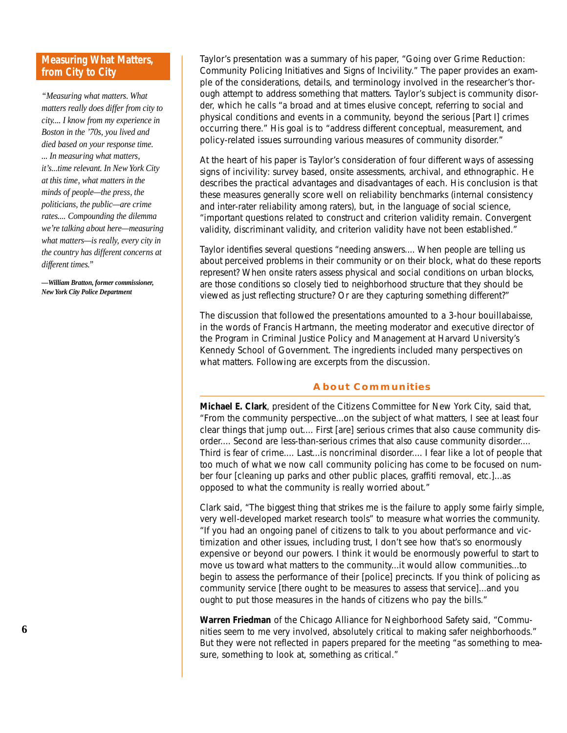## Measuring What Matters, from City to City

*"Measuring what matters. What matters really does differ from city to city.... I know from my experience in Boston in the '70s, you lived and died based on your response time. ... In measuring what matters, it's...time relevant. In New York City at this time, what matters in the minds of people—the press, the politicians, the public—are crime rates.... Compounding the dilemma we're talking about here—measuring what matters—is really, every city in the country has different concerns at different times."*

***—William Bratton, former commissioner, New York City Police Department***

Taylor's presentation was a summary of his paper, "Going over Grime Reduction: Community Policing Initiatives and Signs of Incivility." The paper provides an example of the considerations, details, and terminology involved in the researcher's thorough attempt to address something that matters. Taylor's subject is community disorder, which he calls "a broad and at times elusive concept, referring to social and physical conditions and events in a community, beyond the serious [Part I] crimes occurring there." His goal is to "address different conceptual, measurement, and policy-related issues surrounding various measures of community disorder."

At the heart of his paper is Taylor's consideration of four different ways of assessing signs of incivility: survey based, onsite assessments, archival, and ethnographic. He describes the practical advantages and disadvantages of each. His conclusion is that these measures generally score well on reliability benchmarks (internal consistency and inter-rater reliability among raters), but, in the language of social science, "important questions related to construct and criterion validity remain. Convergent validity, discriminant validity, and criterion validity have not been established."

Taylor identifies several questions "needing answers.... When people are telling us about perceived problems in their community or on their block, what do these reports represent? When onsite raters assess physical and social conditions on urban blocks, are those conditions so closely tied to neighborhood structure that they should be viewed as just reflecting structure? Or are they capturing something different?"

The discussion that followed the presentations amounted to a 3-hour bouillabaisse, in the words of Francis Hartmann, the meeting moderator and executive director of the Program in Criminal Justice Policy and Management at Harvard University's Kennedy School of Government. The ingredients included many perspectives on what matters. Following are excerpts from the discussion.

### About Communities

**Michael E. Clark**, president of the Citizens Committee for New York City, said that, "From the community perspective...on the subject of what matters, I see at least four clear things that jump out.... First [are] serious crimes that also cause community disorder.... Second are less-than-serious crimes that also cause community disorder.... Third is fear of crime.... Last...is noncriminal disorder.... I fear like a lot of people that too much of what we now call community policing has come to be focused on number four [cleaning up parks and other public places, graffiti removal, etc.]...as opposed to what the community is really worried about."

Clark said, "The biggest thing that strikes me is the failure to apply some fairly simple, very well-developed market research tools" to measure what worries the community. "If you had an ongoing panel of citizens to talk to you about performance and victimization and other issues, including trust, I don't see how that's so enormously expensive or beyond our powers. I think it would be enormously powerful to start to move us toward what matters to the community...it would allow communities...to begin to assess the performance of their [police] precincts. If you think of policing as community service [there ought to be measures to assess that service]...and you ought to put those measures in the hands of citizens who pay the bills."

**Warren Friedman** of the Chicago Alliance for Neighborhood Safety said, "Communities seem to me very involved, absolutely critical to making safer neighborhoods." But they were not reflected in papers prepared for the meeting "as something to measure, something to look at, something as critical."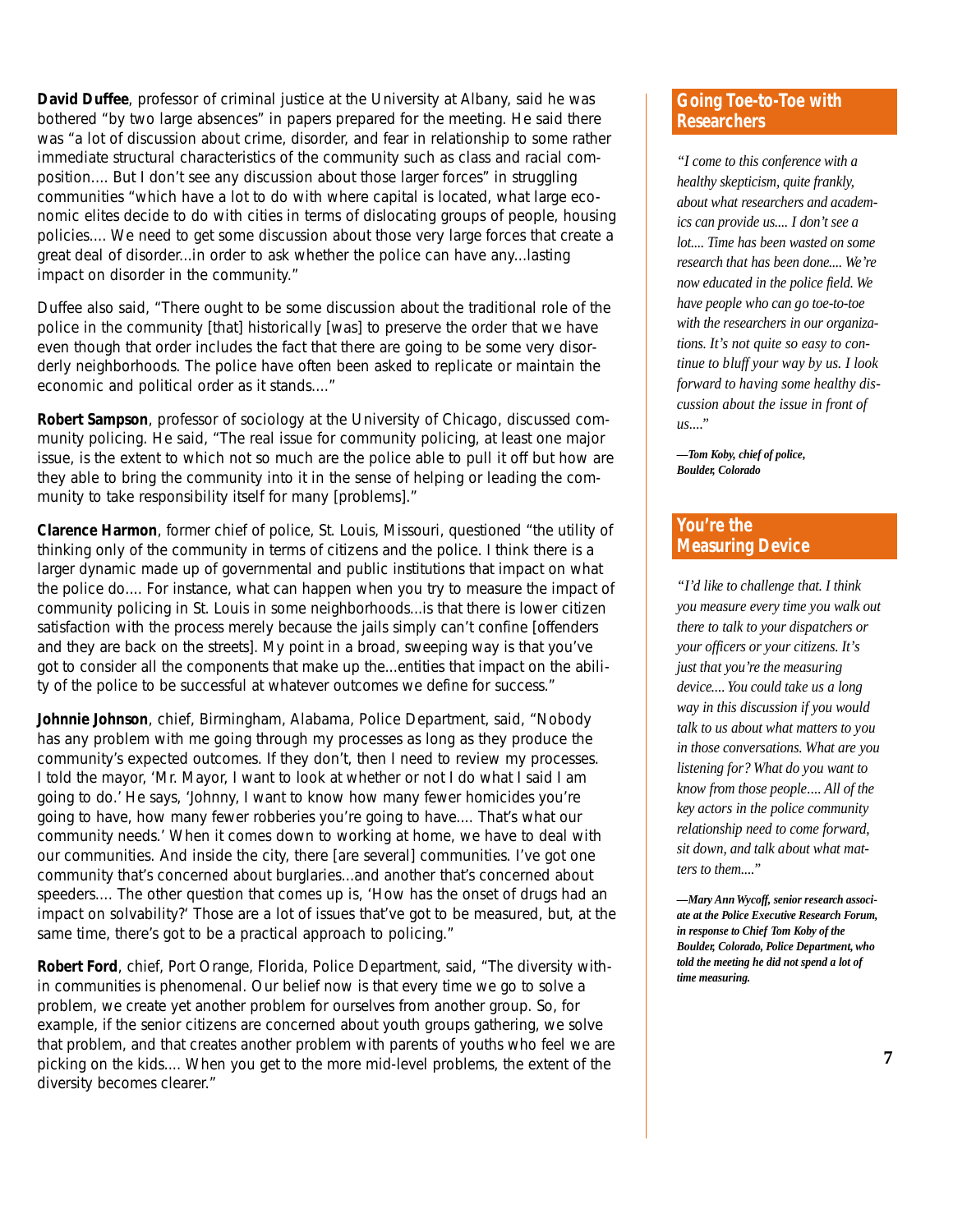**David Duffee**, professor of criminal justice at the University at Albany, said he was bothered "by two large absences" in papers prepared for the meeting. He said there was "a lot of discussion about crime, disorder, and fear in relationship to some rather immediate structural characteristics of the community such as class and racial composition.... But I don't see any discussion about those larger forces" in struggling communities "which have a lot to do with where capital is located, what large economic elites decide to do with cities in terms of dislocating groups of people, housing policies.... We need to get some discussion about those very large forces that create a great deal of disorder...in order to ask whether the police can have any...lasting impact on disorder in the community."

Duffee also said, "There ought to be some discussion about the traditional role of the police in the community [that] historically [was] to preserve the order that we have even though that order includes the fact that there are going to be some very disorderly neighborhoods. The police have often been asked to replicate or maintain the economic and political order as it stands...."

**Robert Sampson**, professor of sociology at the University of Chicago, discussed community policing. He said, "The real issue for community policing, at least one major issue, is the extent to which not so much are the police able to pull it off but how are they able to bring the community into it in the sense of helping or leading the community to take responsibility itself for many [problems]."

**Clarence Harmon**, former chief of police, St. Louis, Missouri, questioned "the utility of thinking only of the community in terms of citizens and the police. I think there is a larger dynamic made up of governmental and public institutions that impact on what the police do.... For instance, what can happen when you try to measure the impact of community policing in St. Louis in some neighborhoods...is that there is lower citizen satisfaction with the process merely because the jails simply can't confine [offenders and they are back on the streets]. My point in a broad, sweeping way is that you've got to consider all the components that make up the...entities that impact on the ability of the police to be successful at whatever outcomes we define for success."

**Johnnie Johnson**, chief, Birmingham, Alabama, Police Department, said, "Nobody has any problem with me going through my processes as long as they produce the community's expected outcomes. If they don't, then I need to review my processes. I told the mayor, 'Mr. Mayor, I want to look at whether or not I do what I said I am going to do.' He says, 'Johnny, I want to know how many fewer homicides you're going to have, how many fewer robberies you're going to have.... That's what our community needs.' When it comes down to working at home, we have to deal with our communities. And inside the city, there [are several] communities. I've got one community that's concerned about burglaries...and another that's concerned about speeders.... The other question that comes up is, 'How has the onset of drugs had an impact on solvability?' Those are a lot of issues that've got to be measured, but, at the same time, there's got to be a practical approach to policing."

**Robert Ford**, chief, Port Orange, Florida, Police Department, said, "The diversity within communities is phenomenal. Our belief now is that every time we go to solve a problem, we create yet another problem for ourselves from another group. So, for example, if the senior citizens are concerned about youth groups gathering, we solve that problem, and that creates another problem with parents of youths who feel we are picking on the kids.... When you get to the more mid-level problems, the extent of the diversity becomes clearer."

## Going Toe-to-Toe with Researchers

*"I come to this conference with a healthy skepticism, quite frankly, about what researchers and academics can provide us.... I don't see a lot.... Time has been wasted on some research that has been done.... We're now educated in the police field. We have people who can go toe-to-toe with the researchers in our organizations. It's not quite so easy to continue to bluff your way by us. I look forward to having some healthy discussion about the issue in front of us...."*

***—Tom Koby, chief of police, Boulder, Colorado***

## You're the Measuring Device

*"I'd like to challenge that. I think you measure every time you walk out there to talk to your dispatchers or your officers or your citizens. It's just that you're the measuring device.... You could take us a long way in this discussion if you would talk to us about what matters to you in those conversations. What are you listening for? What do you want to know from those people.... All of the key actors in the police community relationship need to come forward, sit down, and talk about what matters to them...."*

***—Mary Ann Wycoff, senior research associate at the Police Executive Research Forum, in response to Chief Tom Koby of the Boulder, Colorado, Police Department, who told the meeting he did not spend a lot of time measuring.***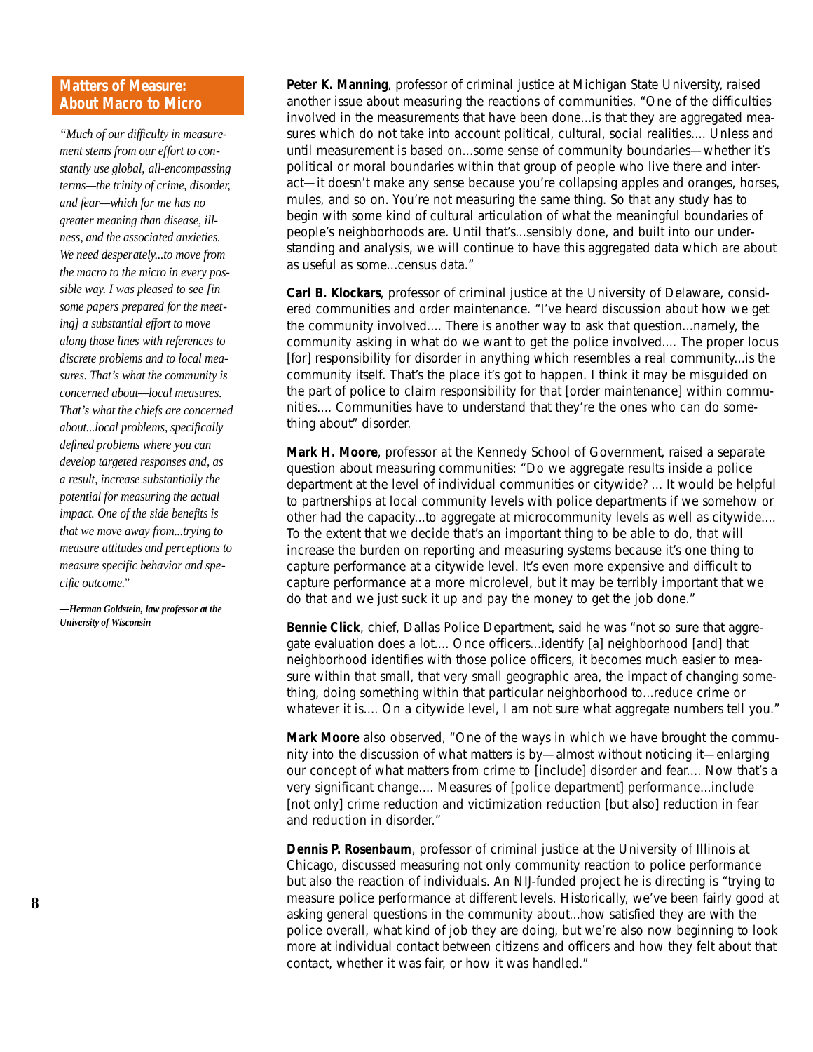## Matters of Measure: About Macro to Micro

*"Much of our difficulty in measurement stems from our effort to constantly use global, all-encompassing terms—the trinity of crime, disorder, and fear—which for me has no greater meaning than disease, illness, and the associated anxieties. We need desperately...to move from the macro to the micro in every possible way. I was pleased to see [in some papers prepared for the meeting] a substantial effort to move along those lines with references to discrete problems and to local measures. That's what the community is concerned about—local measures. That's what the chiefs are concerned about...local problems, specifically defined problems where you can develop targeted responses and, as a result, increase substantially the potential for measuring the actual impact. One of the side benefits is that we move away from...trying to measure attitudes and perceptions to measure specific behavior and specific outcome."*

***—Herman Goldstein, law professor at the University of Wisconsin***

**Peter K. Manning**, professor of criminal justice at Michigan State University, raised another issue about measuring the reactions of communities. "One of the difficulties involved in the measurements that have been done...is that they are aggregated measures which do not take into account political, cultural, social realities.... Unless and until measurement is based on...some sense of community boundaries—whether it's political or moral boundaries within that group of people who live there and interact—it doesn't make any sense because you're collapsing apples and oranges, horses, mules, and so on. You're not measuring the same thing. So that any study has to begin with some kind of cultural articulation of what the meaningful boundaries of people's neighborhoods are. Until that's...sensibly done, and built into our understanding and analysis, we will continue to have this aggregated data which are about as useful as some...census data."

**Carl B. Klockars**, professor of criminal justice at the University of Delaware, considered communities and order maintenance. "I've heard discussion about how we get the community involved.... There is another way to ask that question...namely, the community asking in what do we want to get the police involved.... The proper locus [for] responsibility for disorder in anything which resembles a real community...is the community itself. That's the place it's got to happen. I think it may be misguided on the part of police to claim responsibility for that [order maintenance] within communities.... Communities have to understand that they're the ones who can do something about" disorder.

**Mark H. Moore**, professor at the Kennedy School of Government, raised a separate question about measuring communities: "Do we aggregate results inside a police department at the level of individual communities or citywide? ... It would be helpful to partnerships at local community levels with police departments if we somehow or other had the capacity...to aggregate at microcommunity levels as well as citywide.... To the extent that we decide that's an important thing to be able to do, that will increase the burden on reporting and measuring systems because it's one thing to capture performance at a citywide level. It's even more expensive and difficult to capture performance at a more microlevel, but it may be terribly important that we do that and we just suck it up and pay the money to get the job done."

**Bennie Click**, chief, Dallas Police Department, said he was "not so sure that aggregate evaluation does a lot.... Once officers...identify [a] neighborhood [and] that neighborhood identifies with those police officers, it becomes much easier to measure within that small, that very small geographic area, the impact of changing something, doing something within that particular neighborhood to...reduce crime or whatever it is.... On a citywide level, I am not sure what aggregate numbers tell you."

**Mark Moore** also observed, "One of the ways in which we have brought the community into the discussion of what matters is by—almost without noticing it—enlarging our concept of what matters from crime to [include] disorder and fear.... Now that's a very significant change.... Measures of [police department] performance...include [not only] crime reduction and victimization reduction [but also] reduction in fear and reduction in disorder."

**Dennis P. Rosenbaum**, professor of criminal justice at the University of Illinois at Chicago, discussed measuring not only community reaction to police performance but also the reaction of individuals. An NIJ-funded project he is directing is "trying to measure police performance at different levels. Historically, we've been fairly good at asking general questions in the community about...how satisfied they are with the police overall, what kind of job they are doing, but we're also now beginning to look more at individual contact between citizens and officers and how they felt about that contact, whether it was fair, or how it was handled."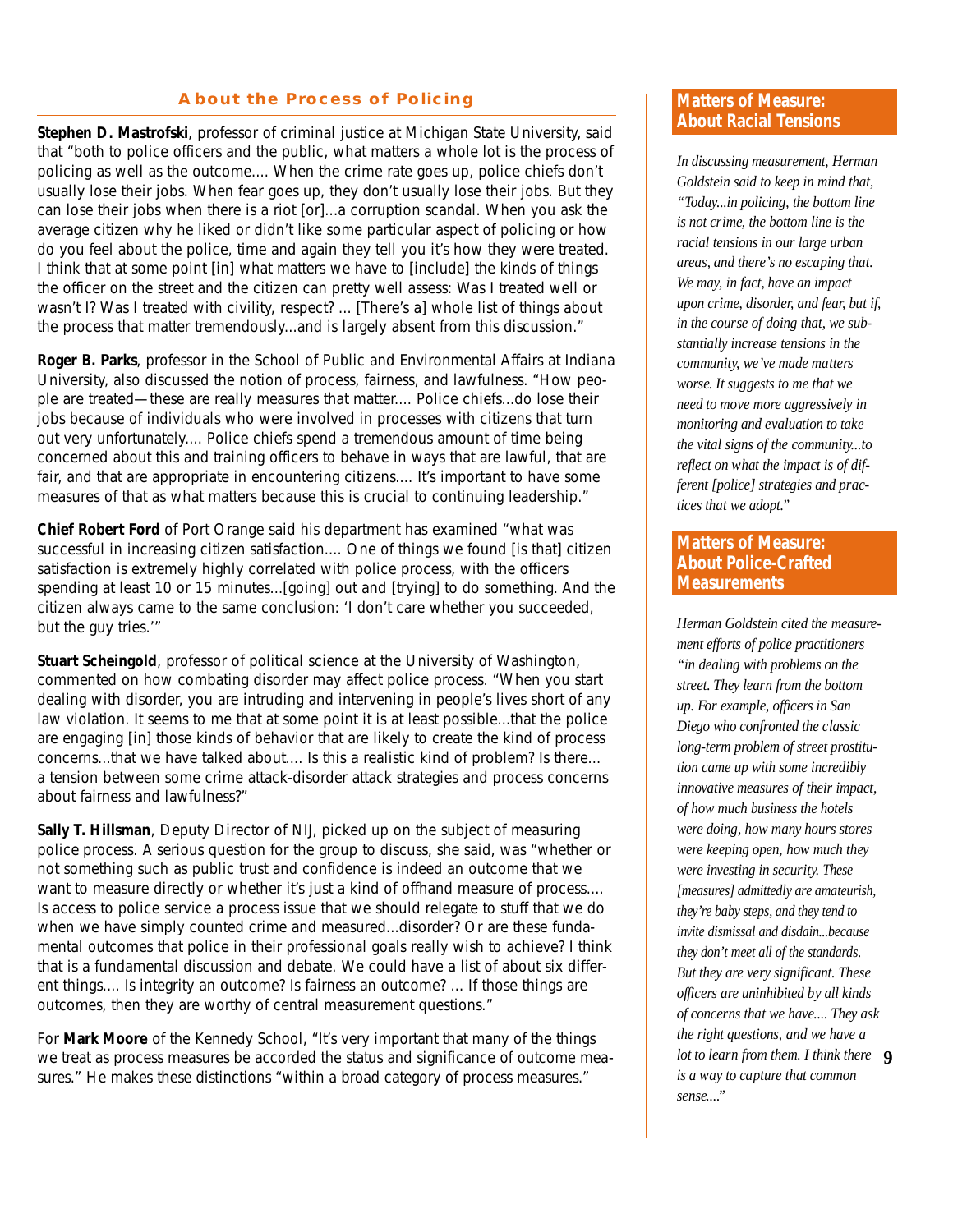## About the Process of Policing

**Stephen D. Mastrofski**, professor of criminal justice at Michigan State University, said that "both to police officers and the public, what matters a whole lot is the process of policing as well as the outcome.... When the crime rate goes up, police chiefs don't usually lose their jobs. When fear goes up, they don't usually lose their jobs. But they can lose their jobs when there is a riot [or]...a corruption scandal. When you ask the average citizen why he liked or didn't like some particular aspect of policing or how do you feel about the police, time and again they tell you it's how they were treated. I think that at some point [in] what matters we have to [include] the kinds of things the officer on the street and the citizen can pretty well assess: Was I treated well or wasn't I? Was I treated with civility, respect? ... [There's a] whole list of things about the process that matter tremendously...and is largely absent from this discussion."

**Roger B. Parks**, professor in the School of Public and Environmental Affairs at Indiana University, also discussed the notion of process, fairness, and lawfulness. "How people are treated—these are really measures that matter.... Police chiefs...do lose their jobs because of individuals who were involved in processes with citizens that turn out very unfortunately.... Police chiefs spend a tremendous amount of time being concerned about this and training officers to behave in ways that are lawful, that are fair, and that are appropriate in encountering citizens.... It's important to have some measures of that as what matters because this is crucial to continuing leadership."

**Chief Robert Ford** of Port Orange said his department has examined "what was successful in increasing citizen satisfaction.... One of things we found [is that] citizen satisfaction is extremely highly correlated with police process, with the officers spending at least 10 or 15 minutes...[going] out and [trying] to do something. And the citizen always came to the same conclusion: 'I don't care whether you succeeded, but the guy tries.'"

**Stuart Scheingold**, professor of political science at the University of Washington, commented on how combating disorder may affect police process. "When you start dealing with disorder, you are intruding and intervening in people's lives short of any law violation. It seems to me that at some point it is at least possible...that the police are engaging [in] those kinds of behavior that are likely to create the kind of process concerns...that we have talked about.... Is this a realistic kind of problem? Is there... a tension between some crime attack-disorder attack strategies and process concerns about fairness and lawfulness?"

**Sally T. Hillsman**, Deputy Director of NIJ, picked up on the subject of measuring police process. A serious question for the group to discuss, she said, was "whether or not something such as public trust and confidence is indeed an outcome that we want to measure directly or whether it's just a kind of offhand measure of process.... Is access to police service a process issue that we should relegate to stuff that we do when we have simply counted crime and measured...disorder? Or are these fundamental outcomes that police in their professional goals really wish to achieve? I think that is a fundamental discussion and debate. We could have a list of about six different things.... Is integrity an outcome? Is fairness an outcome? ... If those things are outcomes, then they are worthy of central measurement questions."

For **Mark Moore** of the Kennedy School, "It's very important that many of the things we treat as process measures be accorded the status and significance of outcome measures." He makes these distinctions "within a broad category of process measures."

### Matters of Measure: About Racial Tensions

*In discussing measurement, Herman Goldstein said to keep in mind that, "Today...in policing, the bottom line is not crime, the bottom line is the racial tensions in our large urban areas, and there's no escaping that. We may, in fact, have an impact upon crime, disorder, and fear, but if, in the course of doing that, we substantially increase tensions in the community, we've made matters worse. It suggests to me that we need to move more aggressively in monitoring and evaluation to take the vital signs of the community...to reflect on what the impact is of different [police] strategies and practices that we adopt."*

### Matters of Measure: About Police-Crafted Measurements

*Herman Goldstein cited the measurement efforts of police practitioners "in dealing with problems on the street. They learn from the bottom up. For example, officers in San Diego who confronted the classic long-term problem of street prostitution came up with some incredibly innovative measures of their impact, of how much business the hotels were doing, how many hours stores were keeping open, how much they were investing in security. These [measures] admittedly are amateurish, they're baby steps, and they tend to invite dismissal and disdain...because they don't meet all of the standards. But they are very significant. These officers are uninhibited by all kinds of concerns that we have.... They ask the right questions, and we have a lot to learn from them. I think there is a way to capture that common sense...."*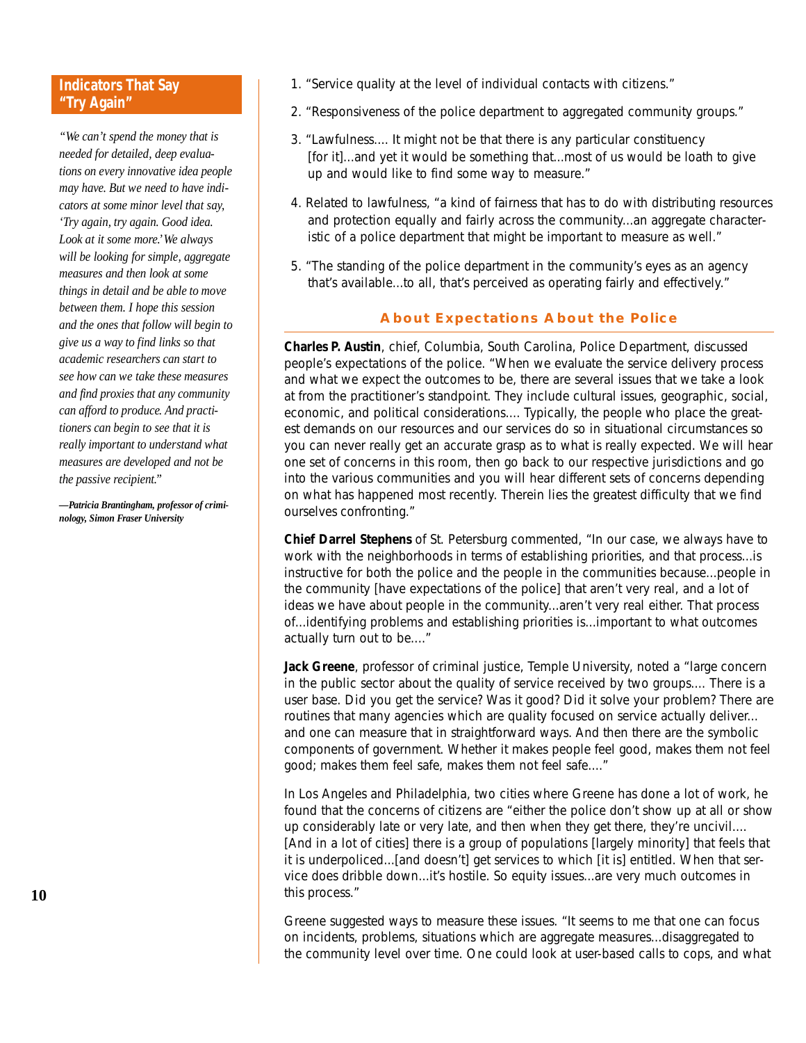## Indicators That Say "Try Again"

*"We can't spend the money that is needed for detailed, deep evaluations on every innovative idea people may have. But we need to have indicators at some minor level that say, 'Try again, try again. Good idea. Look at it some more.' We always will be looking for simple, aggregate measures and then look at some things in detail and be able to move between them. I hope this session and the ones that follow will begin to give us a way to find links so that academic researchers can start to see how can we take these measures and find proxies that any community can afford to produce. And practitioners can begin to see that it is really important to understand what measures are developed and not be the passive recipient."*

***—Patricia Brantingham, professor of criminology, Simon Fraser University***

1. "Service quality at the level of individual contacts with citizens."
2. "Responsiveness of the police department to aggregated community groups."
3. "Lawfulness.... It might not be that there is any particular constituency [for it]...and yet it would be something that...most of us would be loath to give up and would like to find some way to measure."
4. Related to lawfulness, "a kind of fairness that has to do with distributing resources and protection equally and fairly across the community...an aggregate characteristic of a police department that might be important to measure as well."
5. "The standing of the police department in the community's eyes as an agency that's available...to all, that's perceived as operating fairly and effectively."

### About Expectations About the Police

**Charles P. Austin**, chief, Columbia, South Carolina, Police Department, discussed people's expectations of the police. "When we evaluate the service delivery process and what we expect the outcomes to be, there are several issues that we take a look at from the practitioner's standpoint. They include cultural issues, geographic, social, economic, and political considerations.... Typically, the people who place the greatest demands on our resources and our services do so in situational circumstances so you can never really get an accurate grasp as to what is really expected. We will hear one set of concerns in this room, then go back to our respective jurisdictions and go into the various communities and you will hear different sets of concerns depending on what has happened most recently. Therein lies the greatest difficulty that we find ourselves confronting."

**Chief Darrel Stephens** of St. Petersburg commented, "In our case, we always have to work with the neighborhoods in terms of establishing priorities, and that process...is instructive for both the police and the people in the communities because...people in the community [have expectations of the police] that aren't very real, and a lot of ideas we have about people in the community...aren't very real either. That process of...identifying problems and establishing priorities is...important to what outcomes actually turn out to be...."

**Jack Greene**, professor of criminal justice, Temple University, noted a "large concern in the public sector about the quality of service received by two groups.... There is a user base. Did you get the service? Was it good? Did it solve your problem? There are routines that many agencies which are quality focused on service actually deliver... and one can measure that in straightforward ways. And then there are the symbolic components of government. Whether it makes people feel good, makes them not feel good; makes them feel safe, makes them not feel safe...."

In Los Angeles and Philadelphia, two cities where Greene has done a lot of work, he found that the concerns of citizens are "either the police don't show up at all or show up considerably late or very late, and then when they get there, they're uncivil.... [And in a lot of cities] there is a group of populations [largely minority] that feels that it is underpoliced...[and doesn't] get services to which [it is] entitled. When that service does dribble down...it's hostile. So equity issues...are very much outcomes in this process."

Greene suggested ways to measure these issues. "It seems to me that one can focus on incidents, problems, situations which are aggregate measures...disaggregated to the community level over time. One could look at user-based calls to cops, and what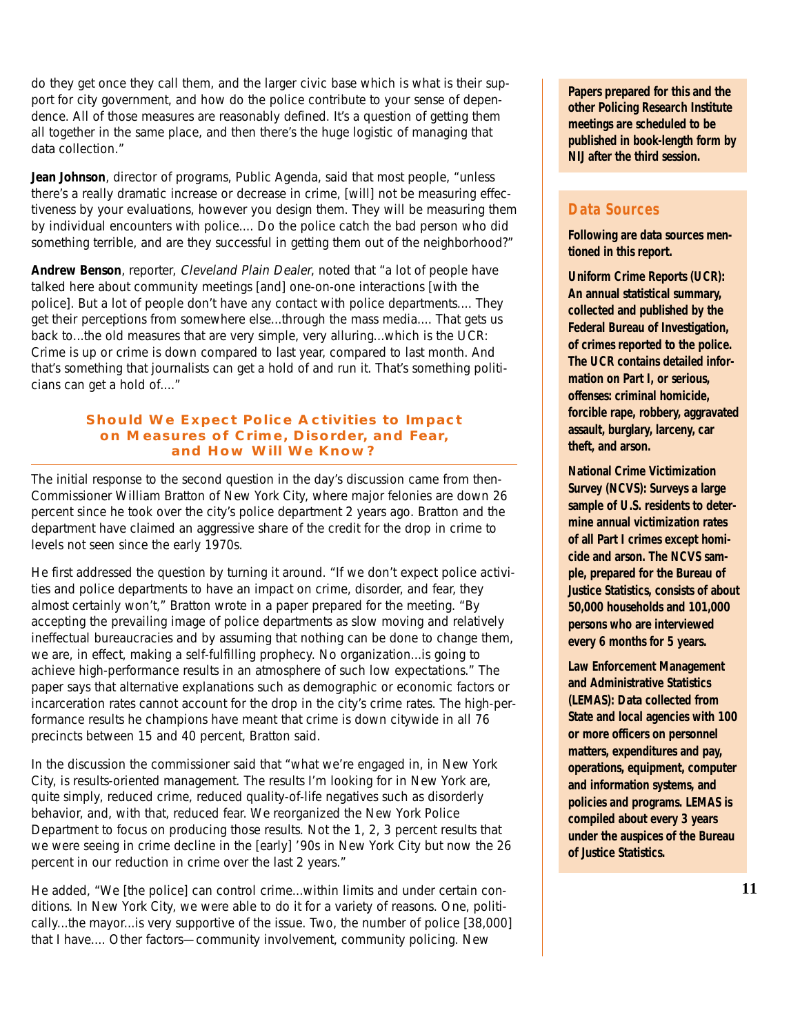do they get once they call them, and the larger civic base which is what is their support for city government, and how do the police contribute to your sense of dependence. All of those measures are reasonably defined. It's a question of getting them all together in the same place, and then there's the huge logistic of managing that data collection."

**Jean Johnson**, director of programs, Public Agenda, said that most people, "unless there's a really dramatic increase or decrease in crime, [will] not be measuring effectiveness by your evaluations, however you design them. They will be measuring them by individual encounters with police.... Do the police catch the bad person who did something terrible, and are they successful in getting them out of the neighborhood?"

**Andrew Benson**, reporter, *Cleveland Plain Dealer*, noted that "a lot of people have talked here about community meetings [and] one-on-one interactions [with the police]. But a lot of people don't have any contact with police departments.... They get their perceptions from somewhere else...through the mass media.... That gets us back to...the old measures that are very simple, very alluring...which is the UCR: Crime is up or crime is down compared to last year, compared to last month. And that's something that journalists can get a hold of and run it. That's something politicians can get a hold of...."

## Should We Expect Police Activities to Impact on Measures of Crime, Disorder, and Fear, and How Will We Know?

The initial response to the second question in the day's discussion came from then-Commissioner William Bratton of New York City, where major felonies are down 26 percent since he took over the city's police department 2 years ago. Bratton and the department have claimed an aggressive share of the credit for the drop in crime to levels not seen since the early 1970s.

He first addressed the question by turning it around. "If we don't expect police activities and police departments to have an impact on crime, disorder, and fear, they almost certainly won't," Bratton wrote in a paper prepared for the meeting. "By accepting the prevailing image of police departments as slow moving and relatively ineffectual bureaucracies and by assuming that nothing can be done to change them, we are, in effect, making a self-fulfilling prophecy. No organization...is going to achieve high-performance results in an atmosphere of such low expectations." The paper says that alternative explanations such as demographic or economic factors or incarceration rates cannot account for the drop in the city's crime rates. The high-performance results he champions have meant that crime is down citywide in all 76 precincts between 15 and 40 percent, Bratton said.

In the discussion the commissioner said that "what we're engaged in, in New York City, is results-oriented management. The results I'm looking for in New York are, quite simply, reduced crime, reduced quality-of-life negatives such as disorderly behavior, and, with that, reduced fear. We reorganized the New York Police Department to focus on producing those results. Not the 1, 2, 3 percent results that we were seeing in crime decline in the [early] '90s in New York City but now the 26 percent in our reduction in crime over the last 2 years."

He added, "We [the police] can control crime...within limits and under certain conditions. In New York City, we were able to do it for a variety of reasons. One, politically...the mayor...is very supportive of the issue. Two, the number of police [38,000] that I have.... Other factors—community involvement, community policing. New

**Papers prepared for this and the other Policing Research Institute meetings are scheduled to be published in book-length form by NIJ after the third session.**

### Data Sources

**Following are data sources mentioned in this report.**

**Uniform Crime Reports (UCR): An annual statistical summary, collected and published by the Federal Bureau of Investigation, of crimes reported to the police. The UCR contains detailed information on Part I, or serious, offenses: criminal homicide, forcible rape, robbery, aggravated assault, burglary, larceny, car theft, and arson.**

**National Crime Victimization Survey (NCVS): Surveys a large sample of U.S. residents to determine annual victimization rates of all Part I crimes except homicide and arson. The NCVS sample, prepared for the Bureau of Justice Statistics, consists of about 50,000 households and 101,000 persons who are interviewed every 6 months for 5 years.**

**Law Enforcement Management and Administrative Statistics (LEMAS): Data collected from State and local agencies with 100 or more officers on personnel matters, expenditures and pay, operations, equipment, computer and information systems, and policies and programs. LEMAS is compiled about every 3 years under the auspices of the Bureau of Justice Statistics.**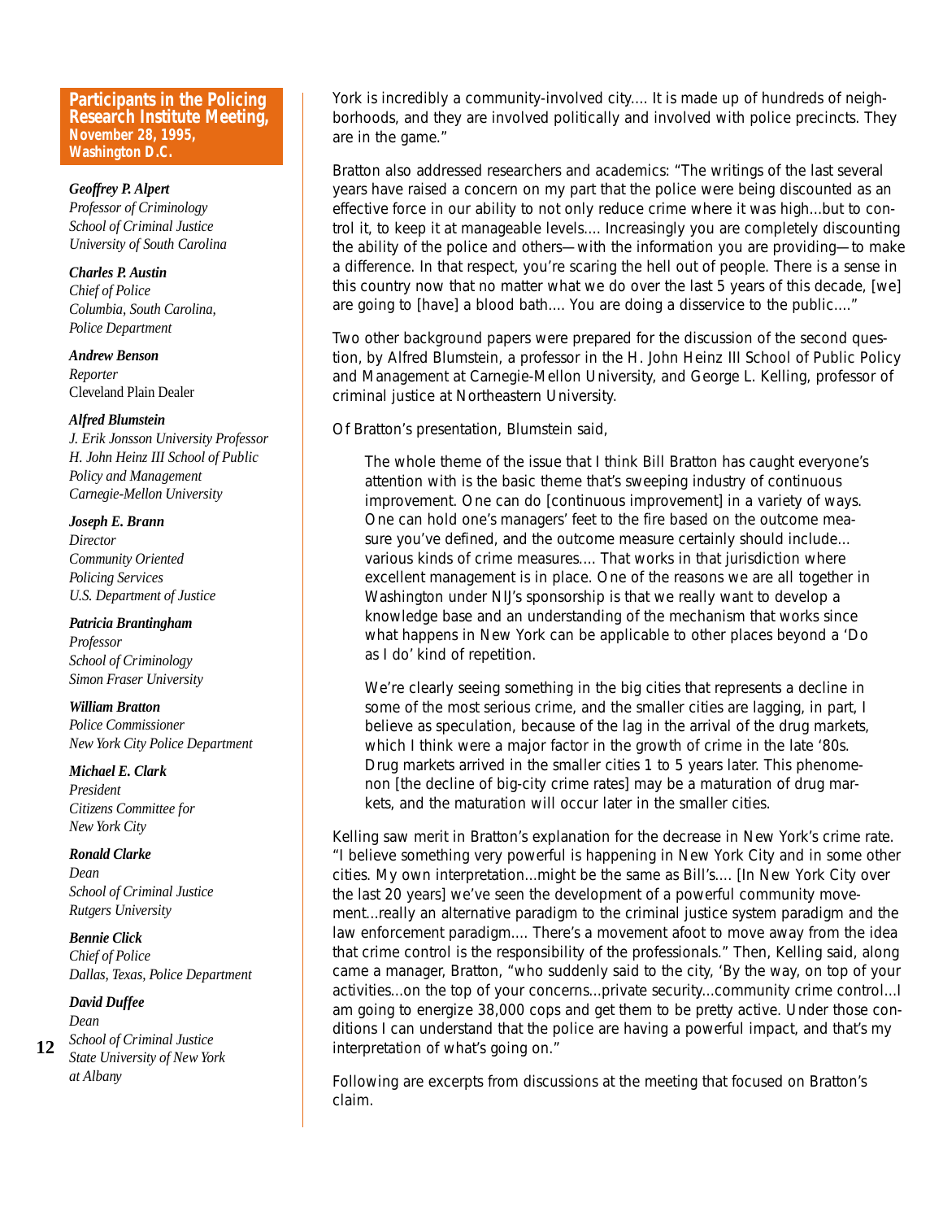York is incredibly a community-involved city.... It is made up of hundreds of neighborhoods, and they are involved politically and involved with police precincts. They are in the game."

Bratton also addressed researchers and academics: "The writings of the last several years have raised a concern on my part that the police were being discounted as an effective force in our ability to not only reduce crime where it was high...but to control it, to keep it at manageable levels.... Increasingly you are completely discounting the ability of the police and others—with the information you are providing—to make a difference. In that respect, you're scaring the hell out of people. There is a sense in this country now that no matter what we do over the last 5 years of this decade, [we] are going to [have] a blood bath.... You are doing a disservice to the public...."

Two other background papers were prepared for the discussion of the second question, by Alfred Blumstein, a professor in the H. John Heinz III School of Public Policy and Management at Carnegie-Mellon University, and George L. Kelling, professor of criminal justice at Northeastern University.

Of Bratton's presentation, Blumstein said,

> The whole theme of the issue that I think Bill Bratton has caught everyone's attention with is the basic theme that's sweeping industry of continuous improvement. One can do [continuous improvement] in a variety of ways. One can hold one's managers' feet to the fire based on the outcome measure you've defined, and the outcome measure certainly should include... various kinds of crime measures.... That works in that jurisdiction where excellent management is in place. One of the reasons we are all together in Washington under NIJ's sponsorship is that we really want to develop a knowledge base and an understanding of the mechanism that works since what happens in New York can be applicable to other places beyond a 'Do as I do' kind of repetition.
>
> We're clearly seeing something in the big cities that represents a decline in some of the most serious crime, and the smaller cities are lagging, in part, I believe as speculation, because of the lag in the arrival of the drug markets, which I think were a major factor in the growth of crime in the late '80s. Drug markets arrived in the smaller cities 1 to 5 years later. This phenomenon [the decline of big-city crime rates] may be a maturation of drug markets, and the maturation will occur later in the smaller cities.

Kelling saw merit in Bratton's explanation for the decrease in New York's crime rate. "I believe something very powerful is happening in New York City and in some other cities. My own interpretation...might be the same as Bill's.... [In New York City over the last 20 years] we've seen the development of a powerful community movement...really an alternative paradigm to the criminal justice system paradigm and the law enforcement paradigm.... There's a movement afoot to move away from the idea that crime control is the responsibility of the professionals." Then, Kelling said, along came a manager, Bratton, "who suddenly said to the city, 'By the way, on top of your activities...on the top of your concerns...private security...community crime control...I am going to energize 38,000 cops and get them to be pretty active. Under those conditions I can understand that the police are having a powerful impact, and that's my interpretation of what's going on."

Following are excerpts from discussions at the meeting that focused on Bratton's claim.

**Participants in the Policing Research Institute Meeting, November 28, 1995, Washington D.C.**

***Geoffrey P. Alpert***
*Professor of Criminology*
*School of Criminal Justice*
*University of South Carolina*

***Charles P. Austin***
*Chief of Police*
*Columbia, South Carolina, Police Department*

***Andrew Benson***
*Reporter*
Cleveland Plain Dealer

***Alfred Blumstein***
*J. Erik Jonsson University Professor*
*H. John Heinz III School of Public Policy and Management*
*Carnegie-Mellon University*

***Joseph E. Brann***
*Director*
*Community Oriented Policing Services*
*U.S. Department of Justice*

***Patricia Brantingham***
*Professor*
*School of Criminology*
*Simon Fraser University*

***William Bratton***
*Police Commissioner*
*New York City Police Department*

***Michael E. Clark***
*President*
*Citizens Committee for New York City*

***Ronald Clarke***
*Dean*
*School of Criminal Justice*
*Rutgers University*

***Bennie Click***
*Chief of Police*
*Dallas, Texas, Police Department*

***David Duffee***
*Dean*
*School of Criminal Justice*
*State University of New York at Albany*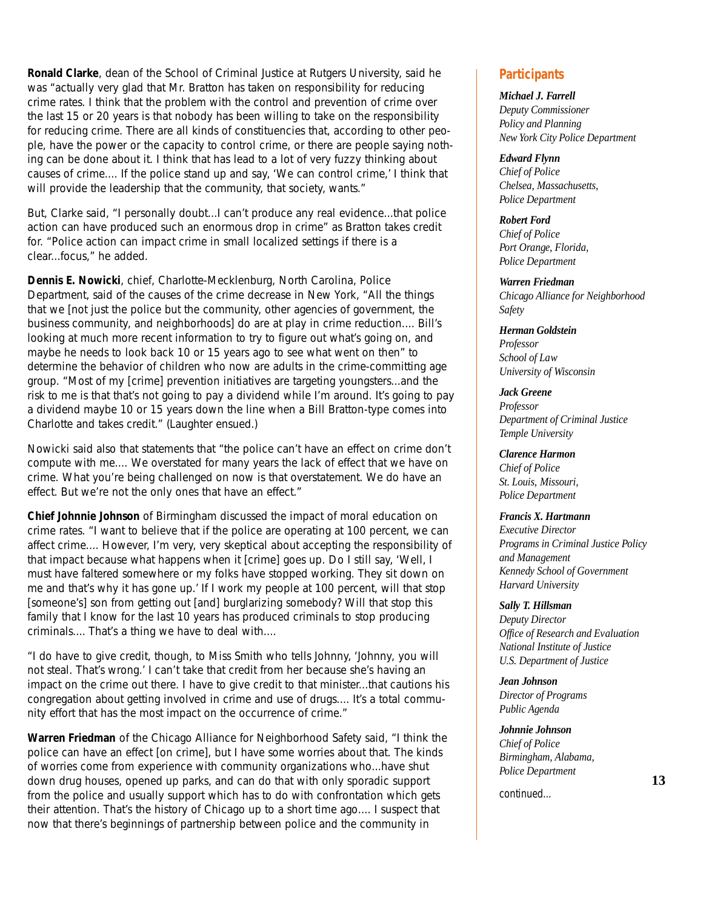**Ronald Clarke**, dean of the School of Criminal Justice at Rutgers University, said he was "actually very glad that Mr. Bratton has taken on responsibility for reducing crime rates. I think that the problem with the control and prevention of crime over the last 15 or 20 years is that nobody has been willing to take on the responsibility for reducing crime. There are all kinds of constituencies that, according to other people, have the power or the capacity to control crime, or there are people saying nothing can be done about it. I think that has lead to a lot of very fuzzy thinking about causes of crime.... If the police stand up and say, 'We can control crime,' I think that will provide the leadership that the community, that society, wants."

But, Clarke said, "I personally doubt...I can't produce any real evidence...that police action can have produced such an enormous drop in crime" as Bratton takes credit for. "Police action can impact crime in small localized settings if there is a clear...focus," he added.

**Dennis E. Nowicki**, chief, Charlotte-Mecklenburg, North Carolina, Police Department, said of the causes of the crime decrease in New York, "All the things that we [not just the police but the community, other agencies of government, the business community, and neighborhoods] do are at play in crime reduction.... Bill's looking at much more recent information to try to figure out what's going on, and maybe he needs to look back 10 or 15 years ago to see what went on then" to determine the behavior of children who now are adults in the crime-committing age group. "Most of my [crime] prevention initiatives are targeting youngsters...and the risk to me is that that's not going to pay a dividend while I'm around. It's going to pay a dividend maybe 10 or 15 years down the line when a Bill Bratton-type comes into Charlotte and takes credit." (Laughter ensued.)

Nowicki said also that statements that "the police can't have an effect on crime don't compute with me.... We overstated for many years the lack of effect that we have on crime. What you're being challenged on now is that overstatement. We do have an effect. But we're not the only ones that have an effect."

**Chief Johnnie Johnson** of Birmingham discussed the impact of moral education on crime rates. "I want to believe that if the police are operating at 100 percent, we can affect crime.... However, I'm very, very skeptical about accepting the responsibility of that impact because what happens when it [crime] goes up. Do I still say, 'Well, I must have faltered somewhere or my folks have stopped working. They sit down on me and that's why it has gone up.' If I work my people at 100 percent, will that stop [someone's] son from getting out [and] burglarizing somebody? Will that stop this family that I know for the last 10 years has produced criminals to stop producing criminals.... That's a thing we have to deal with....

"I do have to give credit, though, to Miss Smith who tells Johnny, 'Johnny, you will not steal. That's wrong.' I can't take that credit from her because she's having an impact on the crime out there. I have to give credit to that minister...that cautions his congregation about getting involved in crime and use of drugs.... It's a total community effort that has the most impact on the occurrence of crime."

**Warren Friedman** of the Chicago Alliance for Neighborhood Safety said, "I think the police can have an effect [on crime], but I have some worries about that. The kinds of worries come from experience with community organizations who...have shut down drug houses, opened up parks, and can do that with only sporadic support from the police and usually support which has to do with confrontation which gets their attention. That's the history of Chicago up to a short time ago.... I suspect that now that there's beginnings of partnership between police and the community in

## Participants

***Michael J. Farrell***
*Deputy Commissioner*
*Policy and Planning*
*New York City Police Department*

***Edward Flynn***
*Chief of Police*
*Chelsea, Massachusetts,*
*Police Department*

***Robert Ford***
*Chief of Police*
*Port Orange, Florida,*
*Police Department*

***Warren Friedman***
*Chicago Alliance for Neighborhood Safety*

***Herman Goldstein***
*Professor*
*School of Law*
*University of Wisconsin*

***Jack Greene***
*Professor*
*Department of Criminal Justice*
*Temple University*

***Clarence Harmon***
*Chief of Police*
*St. Louis, Missouri,*
*Police Department*

***Francis X. Hartmann***
*Executive Director*
*Programs in Criminal Justice Policy and Management*
*Kennedy School of Government*
*Harvard University*

***Sally T. Hillsman***
*Deputy Director*
*Office of Research and Evaluation*
*National Institute of Justice*
*U.S. Department of Justice*

***Jean Johnson***
*Director of Programs*
*Public Agenda*

***Johnnie Johnson***
*Chief of Police*
*Birmingham, Alabama,*
*Police Department*

continued...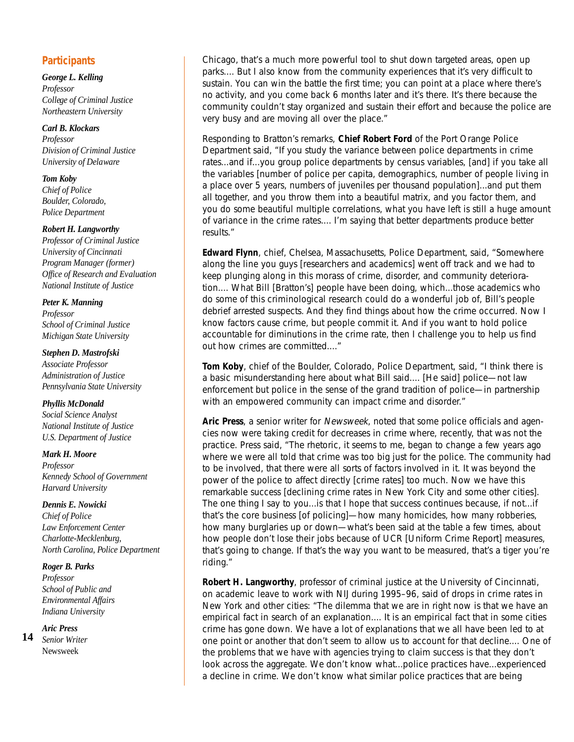## Participants

***George L. Kelling***
*Professor*
*College of Criminal Justice*
*Northeastern University*

***Carl B. Klockars***
*Professor*
*Division of Criminal Justice*
*University of Delaware*

***Tom Koby***
*Chief of Police*
*Boulder, Colorado,*
*Police Department*

***Robert H. Langworthy***
*Professor of Criminal Justice*
*University of Cincinnati*
*Program Manager (former)*
*Office of Research and Evaluation*
*National Institute of Justice*

***Peter K. Manning***
*Professor*
*School of Criminal Justice*
*Michigan State University*

***Stephen D. Mastrofski***
*Associate Professor*
*Administration of Justice*
*Pennsylvania State University*

***Phyllis McDonald***
*Social Science Analyst*
*National Institute of Justice*
*U.S. Department of Justice*

***Mark H. Moore***
*Professor*
*Kennedy School of Government*
*Harvard University*

***Dennis E. Nowicki***
*Chief of Police*
*Law Enforcement Center*
*Charlotte-Mecklenburg,*
*North Carolina, Police Department*

***Roger B. Parks***
*Professor*
*School of Public and*
*Environmental Affairs*
*Indiana University*

***Aric Press***
*Senior Writer*
Newsweek

Chicago, that's a much more powerful tool to shut down targeted areas, open up parks.... But I also know from the community experiences that it's very difficult to sustain. You can win the battle the first time; you can point at a place where there's no activity, and you come back 6 months later and it's there. It's there because the community couldn't stay organized and sustain their effort and because the police are very busy and are moving all over the place."

Responding to Bratton's remarks, **Chief Robert Ford** of the Port Orange Police Department said, "If you study the variance between police departments in crime rates...and if...you group police departments by census variables, [and] if you take all the variables [number of police per capita, demographics, number of people living in a place over 5 years, numbers of juveniles per thousand population]...and put them all together, and you throw them into a beautiful matrix, and you factor them, and you do some beautiful multiple correlations, what you have left is still a huge amount of variance in the crime rates.... I'm saying that better departments produce better results."

**Edward Flynn**, chief, Chelsea, Massachusetts, Police Department, said, "Somewhere along the line you guys [researchers and academics] went off track and we had to keep plunging along in this morass of crime, disorder, and community deterioration.... What Bill [Bratton's] people have been doing, which...those academics who do some of this criminological research could do a wonderful job of, Bill's people debrief arrested suspects. And they find things about how the crime occurred. Now I know factors cause crime, but people commit it. And if you want to hold police accountable for diminutions in the crime rate, then I challenge you to help us find out how crimes are committed...."

**Tom Koby**, chief of the Boulder, Colorado, Police Department, said, "I think there is a basic misunderstanding here about what Bill said.... [He said] police—not law enforcement but police in the sense of the grand tradition of police—in partnership with an empowered community can impact crime and disorder."

**Aric Press**, a senior writer for *Newsweek*, noted that some police officials and agencies now were taking credit for decreases in crime where, recently, that was not the practice. Press said, "The rhetoric, it seems to me, began to change a few years ago where we were all told that crime was too big just for the police. The community had to be involved, that there were all sorts of factors involved in it. It was beyond the power of the police to affect directly [crime rates] too much. Now we have this remarkable success [declining crime rates in New York City and some other cities]. The one thing I say to you...is that I hope that success continues because, if not...if that's the core business [of policing]—how many homicides, how many robberies, how many burglaries up or down—what's been said at the table a few times, about how people don't lose their jobs because of UCR [Uniform Crime Report] measures, that's going to change. If that's the way you want to be measured, that's a tiger you're riding."

**Robert H. Langworthy**, professor of criminal justice at the University of Cincinnati, on academic leave to work with NIJ during 1995–96, said of drops in crime rates in New York and other cities: "The dilemma that we are in right now is that we have an empirical fact in search of an explanation.... It is an empirical fact that in some cities crime has gone down. We have a lot of explanations that we all have been led to at one point or another that don't seem to allow us to account for that decline.... One of the problems that we have with agencies trying to claim success is that they don't look across the aggregate. We don't know what...police practices have...experienced a decline in crime. We don't know what similar police practices that are being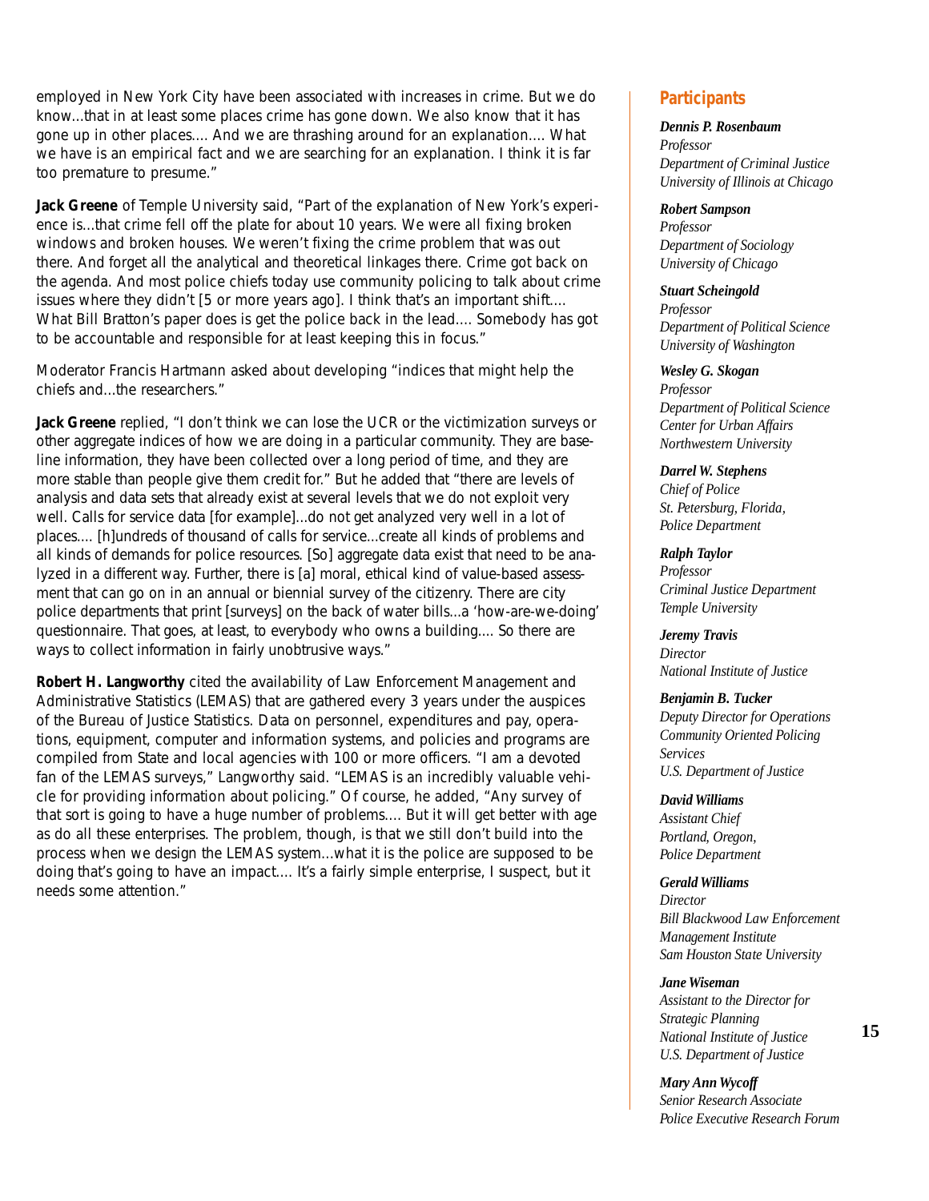employed in New York City have been associated with increases in crime. But we do know...that in at least some places crime has gone down. We also know that it has gone up in other places.... And we are thrashing around for an explanation.... What we have is an empirical fact and we are searching for an explanation. I think it is far too premature to presume."

**Jack Greene** of Temple University said, "Part of the explanation of New York's experience is...that crime fell off the plate for about 10 years. We were all fixing broken windows and broken houses. We weren't fixing the crime problem that was out there. And forget all the analytical and theoretical linkages there. Crime got back on the agenda. And most police chiefs today use community policing to talk about crime issues where they didn't [5 or more years ago]. I think that's an important shift.... What Bill Bratton's paper does is get the police back in the lead.... Somebody has got to be accountable and responsible for at least keeping this in focus."

Moderator Francis Hartmann asked about developing "indices that might help the chiefs and...the researchers."

**Jack Greene** replied, "I don't think we can lose the UCR or the victimization surveys or other aggregate indices of how we are doing in a particular community. They are baseline information, they have been collected over a long period of time, and they are more stable than people give them credit for." But he added that "there are levels of analysis and data sets that already exist at several levels that we do not exploit very well. Calls for service data [for example]...do not get analyzed very well in a lot of places.... [h]undreds of thousand of calls for service...create all kinds of problems and all kinds of demands for police resources. [So] aggregate data exist that need to be analyzed in a different way. Further, there is [a] moral, ethical kind of value-based assessment that can go on in an annual or biennial survey of the citizenry. There are city police departments that print [surveys] on the back of water bills...a 'how-are-we-doing' questionnaire. That goes, at least, to everybody who owns a building.... So there are ways to collect information in fairly unobtrusive ways."

**Robert H. Langworthy** cited the availability of Law Enforcement Management and Administrative Statistics (LEMAS) that are gathered every 3 years under the auspices of the Bureau of Justice Statistics. Data on personnel, expenditures and pay, operations, equipment, computer and information systems, and policies and programs are compiled from State and local agencies with 100 or more officers. "I am a devoted fan of the LEMAS surveys," Langworthy said. "LEMAS is an incredibly valuable vehicle for providing information about policing." Of course, he added, "Any survey of that sort is going to have a huge number of problems.... But it will get better with age as do all these enterprises. The problem, though, is that we still don't build into the process when we design the LEMAS system...what it is the police are supposed to be doing that's going to have an impact.... It's a fairly simple enterprise, I suspect, but it needs some attention."

## Participants

***Dennis P. Rosenbaum***
*Professor*
*Department of Criminal Justice*
*University of Illinois at Chicago*

***Robert Sampson***
*Professor*
*Department of Sociology*
*University of Chicago*

***Stuart Scheingold***
*Professor*
*Department of Political Science*
*University of Washington*

***Wesley G. Skogan***
*Professor*
*Department of Political Science*
*Center for Urban Affairs*
*Northwestern University*

***Darrel W. Stephens***
*Chief of Police*
*St. Petersburg, Florida,*
*Police Department*

***Ralph Taylor***
*Professor*
*Criminal Justice Department*
*Temple University*

***Jeremy Travis***
*Director*
*National Institute of Justice*

***Benjamin B. Tucker***
*Deputy Director for Operations*
*Community Oriented Policing Services*
*U.S. Department of Justice*

***David Williams***
*Assistant Chief*
*Portland, Oregon,*
*Police Department*

***Gerald Williams***
*Director*
*Bill Blackwood Law Enforcement Management Institute*
*Sam Houston State University*

***Jane Wiseman***
*Assistant to the Director for Strategic Planning*
*National Institute of Justice*
*U.S. Department of Justice*

***Mary Ann Wycoff***
*Senior Research Associate*
*Police Executive Research Forum*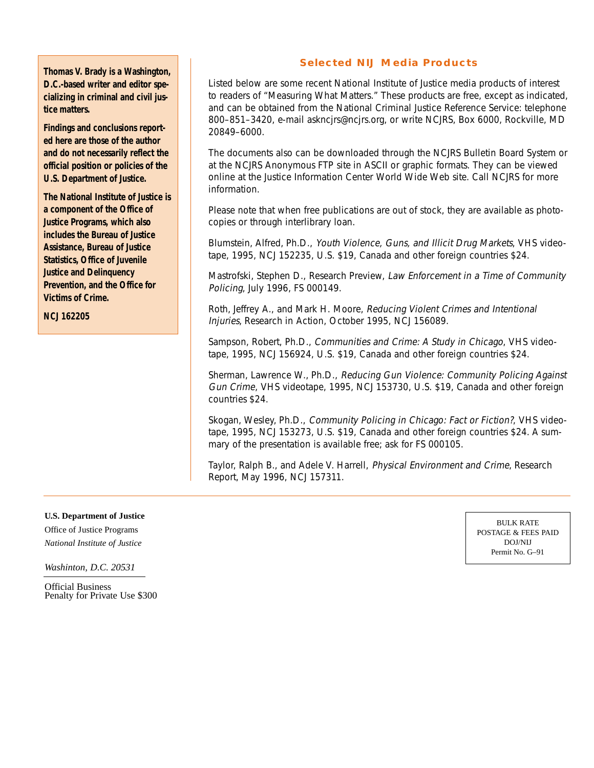**Thomas V. Brady is a Washington, D.C.-based writer and editor specializing in criminal and civil justice matters.**

**Findings and conclusions reported here are those of the author and do not necessarily reflect the official position or policies of the U.S. Department of Justice.**

**The National Institute of Justice is a component of the Office of Justice Programs, which also includes the Bureau of Justice Assistance, Bureau of Justice Statistics, Office of Juvenile Justice and Delinquency Prevention, and the Office for Victims of Crime.**

**NCJ 162205**

## Selected NIJ Media Products

Listed below are some recent National Institute of Justice media products of interest to readers of "Measuring What Matters." These products are free, except as indicated, and can be obtained from the National Criminal Justice Reference Service: telephone 800–851–3420, e-mail askncjrs@ncjrs.org, or write NCJRS, Box 6000, Rockville, MD 20849–6000.

The documents also can be downloaded through the NCJRS Bulletin Board System or at the NCJRS Anonymous FTP site in ASCII or graphic formats. They can be viewed online at the Justice Information Center World Wide Web site. Call NCJRS for more information.

Please note that when free publications are out of stock, they are available as photocopies or through interlibrary loan.

Blumstein, Alfred, Ph.D., *Youth Violence, Guns, and Illicit Drug Markets*, VHS videotape, 1995, NCJ 152235, U.S. $19, Canada and other foreign countries $24.

Mastrofski, Stephen D., Research Preview, *Law Enforcement in a Time of Community Policing*, July 1996, FS 000149.

Roth, Jeffrey A., and Mark H. Moore, *Reducing Violent Crimes and Intentional Injuries*, Research in Action, October 1995, NCJ 156089.

Sampson, Robert, Ph.D., *Communities and Crime: A Study in Chicago*, VHS videotape, 1995, NCJ 156924, U.S. $19, Canada and other foreign countries $24.

Sherman, Lawrence W., Ph.D., *Reducing Gun Violence: Community Policing Against Gun Crime*, VHS videotape, 1995, NCJ 153730, U.S. $19, Canada and other foreign countries $24.

Skogan, Wesley, Ph.D., *Community Policing in Chicago: Fact or Fiction?*, VHS videotape, 1995, NCJ 153273, U.S. $19, Canada and other foreign countries $24. A summary of the presentation is available free; ask for FS 000105.

Taylor, Ralph B., and Adele V. Harrell, *Physical Environment and Crime*, Research Report, May 1996, NCJ 157311.

---

**U.S. Department of Justice**
Office of Justice Programs
*National Institute of Justice*

*Washinton, D.C. 20531*

Official Business
Penalty for Private Use $300

BULK RATE
POSTAGE & FEES PAID
DOJ/NIJ
Permit No. G–91